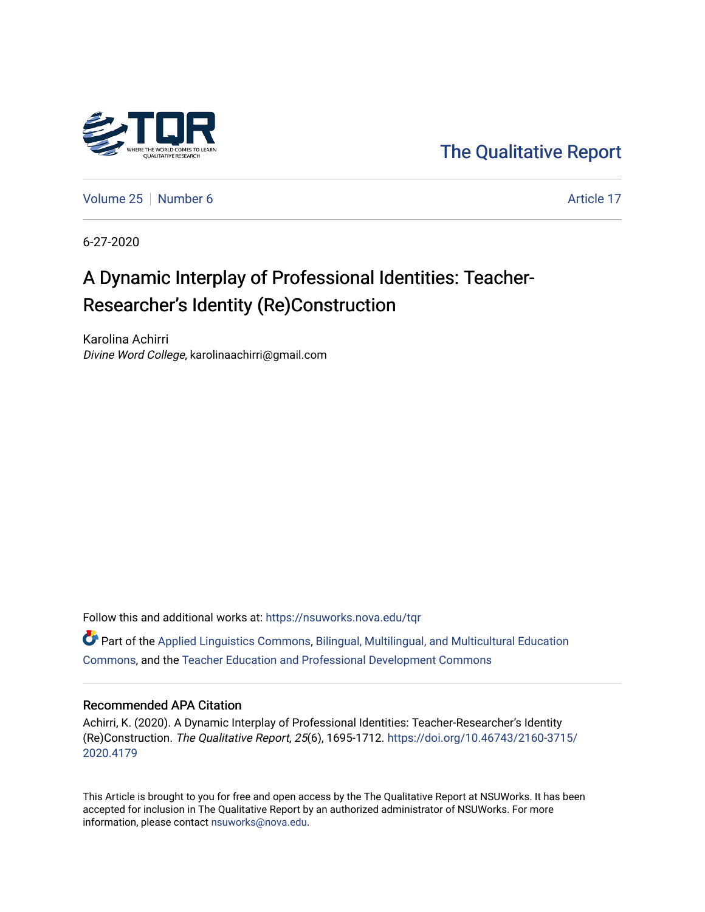The Qualitative Report

Volume 25 | Number 6 | Article 17

6-27-2020

# A Dynamic Interplay of Professional Identities: Teacher-Researcher's Identity (Re)Construction

Karolina Achirri
*Divine Word College*, karolinaachirri@gmail.com

Follow this and additional works at: https://nsuworks.nova.edu/tqr

Part of the Applied Linguistics Commons, Bilingual, Multilingual, and Multicultural Education Commons, and the Teacher Education and Professional Development Commons

## Recommended APA Citation

Achirri, K. (2020). A Dynamic Interplay of Professional Identities: Teacher-Researcher's Identity (Re)Construction. *The Qualitative Report*, *25*(6), 1695-1712. https://doi.org/10.46743/2160-3715/2020.4179

This Article is brought to you for free and open access by the The Qualitative Report at NSUWorks. It has been accepted for inclusion in The Qualitative Report by an authorized administrator of NSUWorks. For more information, please contact nsuworks@nova.edu.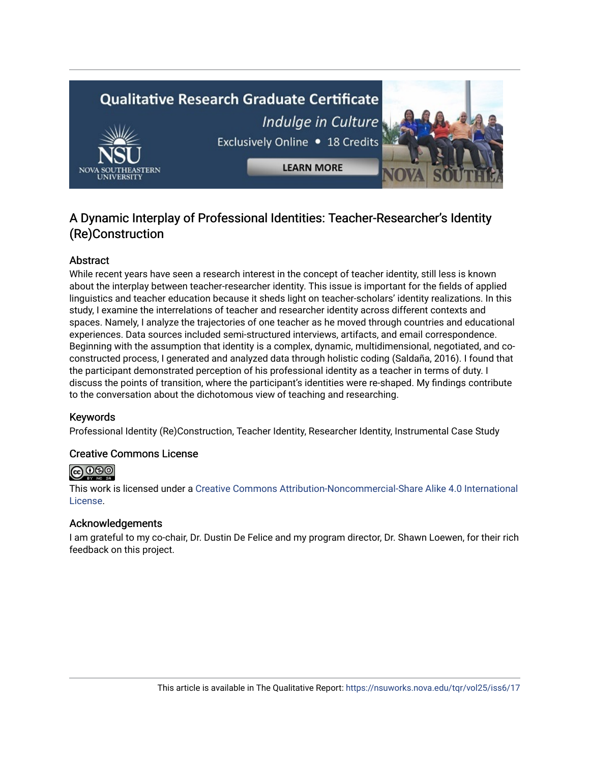# A Dynamic Interplay of Professional Identities: Teacher-Researcher's Identity (Re)Construction

## Abstract

While recent years have seen a research interest in the concept of teacher identity, still less is known about the interplay between teacher-researcher identity. This issue is important for the fields of applied linguistics and teacher education because it sheds light on teacher-scholars' identity realizations. In this study, I examine the interrelations of teacher and researcher identity across different contexts and spaces. Namely, I analyze the trajectories of one teacher as he moved through countries and educational experiences. Data sources included semi-structured interviews, artifacts, and email correspondence. Beginning with the assumption that identity is a complex, dynamic, multidimensional, negotiated, and co-constructed process, I generated and analyzed data through holistic coding (Saldaña, 2016). I found that the participant demonstrated perception of his professional identity as a teacher in terms of duty. I discuss the points of transition, where the participant's identities were re-shaped. My findings contribute to the conversation about the dichotomous view of teaching and researching.

## Keywords

Professional Identity (Re)Construction, Teacher Identity, Researcher Identity, Instrumental Case Study

## Creative Commons License

This work is licensed under a Creative Commons Attribution-Noncommercial-Share Alike 4.0 International License.

## Acknowledgements

I am grateful to my co-chair, Dr. Dustin De Felice and my program director, Dr. Shawn Loewen, for their rich feedback on this project.

This article is available in The Qualitative Report: https://nsuworks.nova.edu/tqr/vol25/iss6/17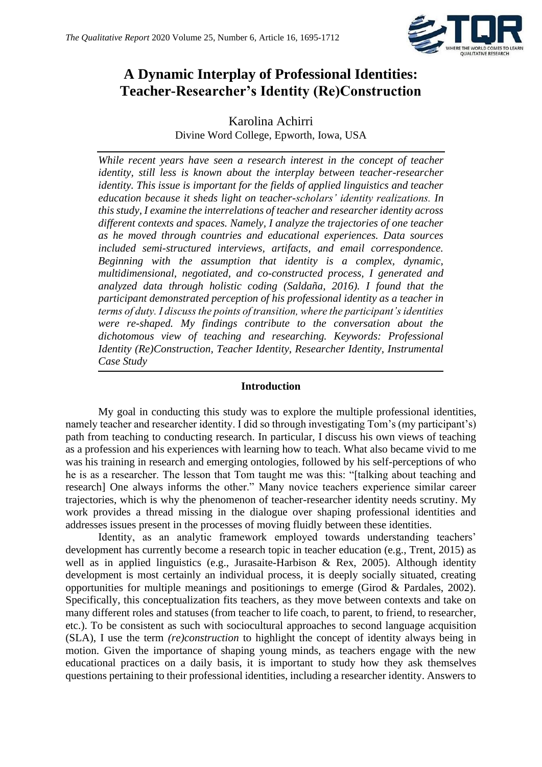# A Dynamic Interplay of Professional Identities: Teacher-Researcher's Identity (Re)Construction

Karolina Achirri

Divine Word College, Epworth, Iowa, USA

*While recent years have seen a research interest in the concept of teacher identity, still less is known about the interplay between teacher-researcher identity. This issue is important for the fields of applied linguistics and teacher education because it sheds light on teacher-scholars' identity realizations. In this study, I examine the interrelations of teacher and researcher identity across different contexts and spaces. Namely, I analyze the trajectories of one teacher as he moved through countries and educational experiences. Data sources included semi-structured interviews, artifacts, and email correspondence. Beginning with the assumption that identity is a complex, dynamic, multidimensional, negotiated, and co-constructed process, I generated and analyzed data through holistic coding (Saldaña, 2016). I found that the participant demonstrated perception of his professional identity as a teacher in terms of duty. I discuss the points of transition, where the participant's identities were re-shaped. My findings contribute to the conversation about the dichotomous view of teaching and researching. Keywords: Professional Identity (Re)Construction, Teacher Identity, Researcher Identity, Instrumental Case Study*

## Introduction

My goal in conducting this study was to explore the multiple professional identities, namely teacher and researcher identity. I did so through investigating Tom's (my participant's) path from teaching to conducting research. In particular, I discuss his own views of teaching as a profession and his experiences with learning how to teach. What also became vivid to me was his training in research and emerging ontologies, followed by his self-perceptions of who he is as a researcher. The lesson that Tom taught me was this: "[talking about teaching and research] One always informs the other." Many novice teachers experience similar career trajectories, which is why the phenomenon of teacher-researcher identity needs scrutiny. My work provides a thread missing in the dialogue over shaping professional identities and addresses issues present in the processes of moving fluidly between these identities.

Identity, as an analytic framework employed towards understanding teachers' development has currently become a research topic in teacher education (e.g., Trent, 2015) as well as in applied linguistics (e.g., Jurasaite-Harbison & Rex, 2005). Although identity development is most certainly an individual process, it is deeply socially situated, creating opportunities for multiple meanings and positionings to emerge (Girod & Pardales, 2002). Specifically, this conceptualization fits teachers, as they move between contexts and take on many different roles and statuses (from teacher to life coach, to parent, to friend, to researcher, etc.). To be consistent as such with sociocultural approaches to second language acquisition (SLA), I use the term *(re)construction* to highlight the concept of identity always being in motion. Given the importance of shaping young minds, as teachers engage with the new educational practices on a daily basis, it is important to study how they ask themselves questions pertaining to their professional identities, including a researcher identity. Answers to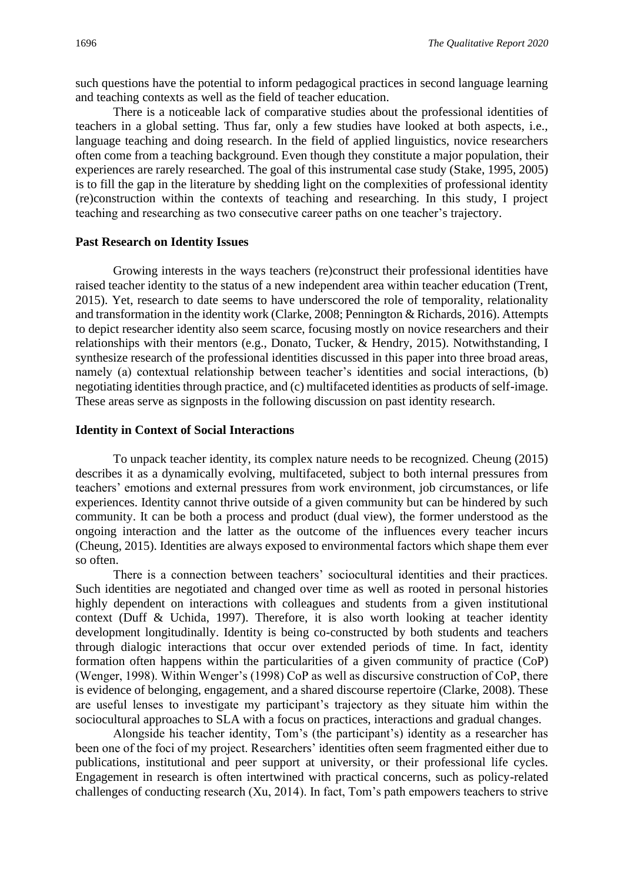such questions have the potential to inform pedagogical practices in second language learning and teaching contexts as well as the field of teacher education.

There is a noticeable lack of comparative studies about the professional identities of teachers in a global setting. Thus far, only a few studies have looked at both aspects, i.e., language teaching and doing research. In the field of applied linguistics, novice researchers often come from a teaching background. Even though they constitute a major population, their experiences are rarely researched. The goal of this instrumental case study (Stake, 1995, 2005) is to fill the gap in the literature by shedding light on the complexities of professional identity (re)construction within the contexts of teaching and researching. In this study, I project teaching and researching as two consecutive career paths on one teacher's trajectory.

## Past Research on Identity Issues

Growing interests in the ways teachers (re)construct their professional identities have raised teacher identity to the status of a new independent area within teacher education (Trent, 2015). Yet, research to date seems to have underscored the role of temporality, relationality and transformation in the identity work (Clarke, 2008; Pennington & Richards, 2016). Attempts to depict researcher identity also seem scarce, focusing mostly on novice researchers and their relationships with their mentors (e.g., Donato, Tucker, & Hendry, 2015). Notwithstanding, I synthesize research of the professional identities discussed in this paper into three broad areas, namely (a) contextual relationship between teacher's identities and social interactions, (b) negotiating identities through practice, and (c) multifaceted identities as products of self-image. These areas serve as signposts in the following discussion on past identity research.

## Identity in Context of Social Interactions

To unpack teacher identity, its complex nature needs to be recognized. Cheung (2015) describes it as a dynamically evolving, multifaceted, subject to both internal pressures from teachers' emotions and external pressures from work environment, job circumstances, or life experiences. Identity cannot thrive outside of a given community but can be hindered by such community. It can be both a process and product (dual view), the former understood as the ongoing interaction and the latter as the outcome of the influences every teacher incurs (Cheung, 2015). Identities are always exposed to environmental factors which shape them ever so often.

There is a connection between teachers' sociocultural identities and their practices. Such identities are negotiated and changed over time as well as rooted in personal histories highly dependent on interactions with colleagues and students from a given institutional context (Duff & Uchida, 1997). Therefore, it is also worth looking at teacher identity development longitudinally. Identity is being co-constructed by both students and teachers through dialogic interactions that occur over extended periods of time. In fact, identity formation often happens within the particularities of a given community of practice (CoP) (Wenger, 1998). Within Wenger's (1998) CoP as well as discursive construction of CoP, there is evidence of belonging, engagement, and a shared discourse repertoire (Clarke, 2008). These are useful lenses to investigate my participant's trajectory as they situate him within the sociocultural approaches to SLA with a focus on practices, interactions and gradual changes.

Alongside his teacher identity, Tom's (the participant's) identity as a researcher has been one of the foci of my project. Researchers' identities often seem fragmented either due to publications, institutional and peer support at university, or their professional life cycles. Engagement in research is often intertwined with practical concerns, such as policy-related challenges of conducting research (Xu, 2014). In fact, Tom's path empowers teachers to strive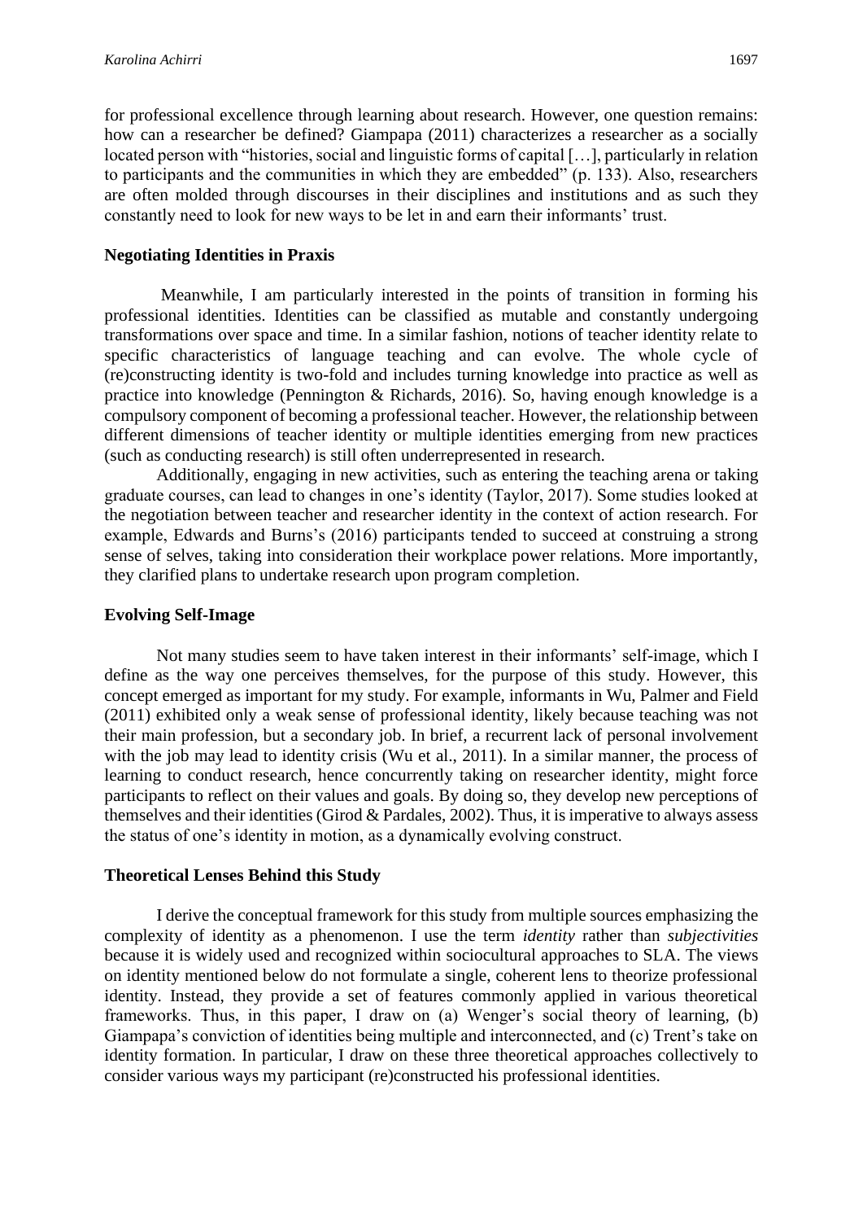for professional excellence through learning about research. However, one question remains: how can a researcher be defined? Giampapa (2011) characterizes a researcher as a socially located person with "histories, social and linguistic forms of capital […], particularly in relation to participants and the communities in which they are embedded" (p. 133). Also, researchers are often molded through discourses in their disciplines and institutions and as such they constantly need to look for new ways to be let in and earn their informants' trust.

### Negotiating Identities in Praxis

Meanwhile, I am particularly interested in the points of transition in forming his professional identities. Identities can be classified as mutable and constantly undergoing transformations over space and time. In a similar fashion, notions of teacher identity relate to specific characteristics of language teaching and can evolve. The whole cycle of (re)constructing identity is two-fold and includes turning knowledge into practice as well as practice into knowledge (Pennington & Richards, 2016). So, having enough knowledge is a compulsory component of becoming a professional teacher. However, the relationship between different dimensions of teacher identity or multiple identities emerging from new practices (such as conducting research) is still often underrepresented in research.

Additionally, engaging in new activities, such as entering the teaching arena or taking graduate courses, can lead to changes in one's identity (Taylor, 2017). Some studies looked at the negotiation between teacher and researcher identity in the context of action research. For example, Edwards and Burns's (2016) participants tended to succeed at construing a strong sense of selves, taking into consideration their workplace power relations. More importantly, they clarified plans to undertake research upon program completion.

### Evolving Self-Image

Not many studies seem to have taken interest in their informants' self-image, which I define as the way one perceives themselves, for the purpose of this study. However, this concept emerged as important for my study. For example, informants in Wu, Palmer and Field (2011) exhibited only a weak sense of professional identity, likely because teaching was not their main profession, but a secondary job. In brief, a recurrent lack of personal involvement with the job may lead to identity crisis (Wu et al., 2011). In a similar manner, the process of learning to conduct research, hence concurrently taking on researcher identity, might force participants to reflect on their values and goals. By doing so, they develop new perceptions of themselves and their identities (Girod & Pardales, 2002). Thus, it is imperative to always assess the status of one's identity in motion, as a dynamically evolving construct.

### Theoretical Lenses Behind this Study

I derive the conceptual framework for this study from multiple sources emphasizing the complexity of identity as a phenomenon. I use the term *identity* rather than *subjectivities* because it is widely used and recognized within sociocultural approaches to SLA. The views on identity mentioned below do not formulate a single, coherent lens to theorize professional identity. Instead, they provide a set of features commonly applied in various theoretical frameworks. Thus, in this paper, I draw on (a) Wenger's social theory of learning, (b) Giampapa's conviction of identities being multiple and interconnected, and (c) Trent's take on identity formation. In particular, I draw on these three theoretical approaches collectively to consider various ways my participant (re)constructed his professional identities.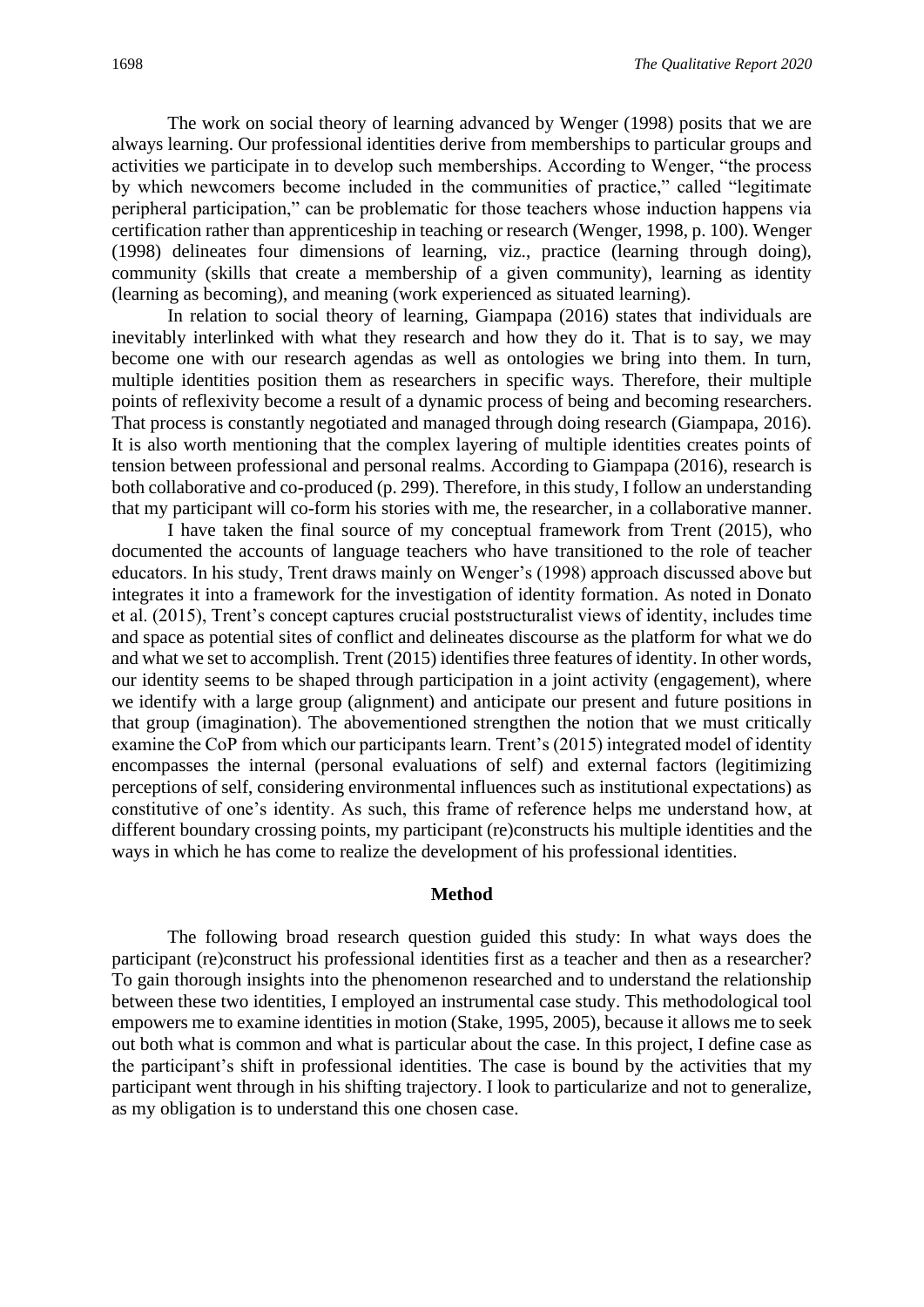The work on social theory of learning advanced by Wenger (1998) posits that we are always learning. Our professional identities derive from memberships to particular groups and activities we participate in to develop such memberships. According to Wenger, "the process by which newcomers become included in the communities of practice," called "legitimate peripheral participation," can be problematic for those teachers whose induction happens via certification rather than apprenticeship in teaching or research (Wenger, 1998, p. 100). Wenger (1998) delineates four dimensions of learning, viz., practice (learning through doing), community (skills that create a membership of a given community), learning as identity (learning as becoming), and meaning (work experienced as situated learning).

In relation to social theory of learning, Giampapa (2016) states that individuals are inevitably interlinked with what they research and how they do it. That is to say, we may become one with our research agendas as well as ontologies we bring into them. In turn, multiple identities position them as researchers in specific ways. Therefore, their multiple points of reflexivity become a result of a dynamic process of being and becoming researchers. That process is constantly negotiated and managed through doing research (Giampapa, 2016). It is also worth mentioning that the complex layering of multiple identities creates points of tension between professional and personal realms. According to Giampapa (2016), research is both collaborative and co-produced (p. 299). Therefore, in this study, I follow an understanding that my participant will co-form his stories with me, the researcher, in a collaborative manner.

I have taken the final source of my conceptual framework from Trent (2015), who documented the accounts of language teachers who have transitioned to the role of teacher educators. In his study, Trent draws mainly on Wenger's (1998) approach discussed above but integrates it into a framework for the investigation of identity formation. As noted in Donato et al. (2015), Trent's concept captures crucial poststructuralist views of identity, includes time and space as potential sites of conflict and delineates discourse as the platform for what we do and what we set to accomplish. Trent (2015) identifies three features of identity. In other words, our identity seems to be shaped through participation in a joint activity (engagement), where we identify with a large group (alignment) and anticipate our present and future positions in that group (imagination). The abovementioned strengthen the notion that we must critically examine the CoP from which our participants learn. Trent's (2015) integrated model of identity encompasses the internal (personal evaluations of self) and external factors (legitimizing perceptions of self, considering environmental influences such as institutional expectations) as constitutive of one's identity. As such, this frame of reference helps me understand how, at different boundary crossing points, my participant (re)constructs his multiple identities and the ways in which he has come to realize the development of his professional identities.

## Method

The following broad research question guided this study: In what ways does the participant (re)construct his professional identities first as a teacher and then as a researcher? To gain thorough insights into the phenomenon researched and to understand the relationship between these two identities, I employed an instrumental case study. This methodological tool empowers me to examine identities in motion (Stake, 1995, 2005), because it allows me to seek out both what is common and what is particular about the case. In this project, I define case as the participant's shift in professional identities. The case is bound by the activities that my participant went through in his shifting trajectory. I look to particularize and not to generalize, as my obligation is to understand this one chosen case.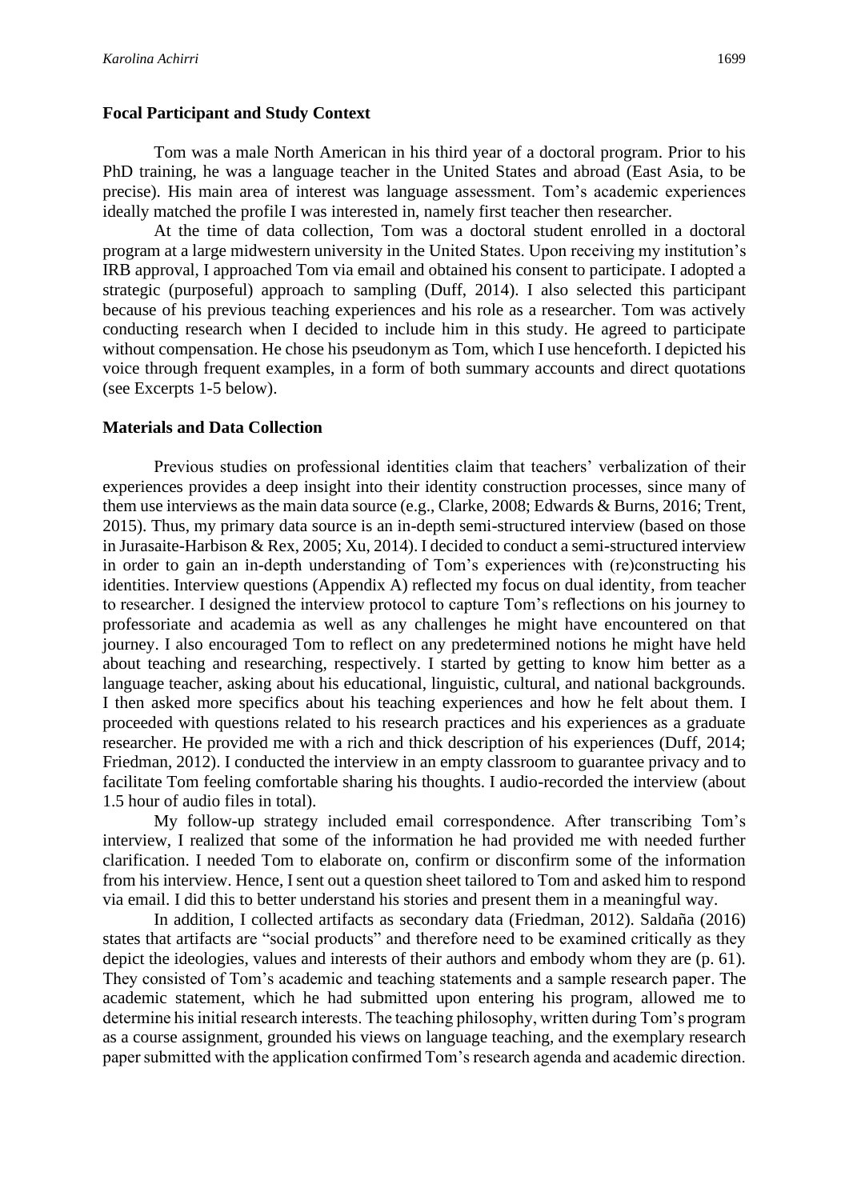### Focal Participant and Study Context

Tom was a male North American in his third year of a doctoral program. Prior to his PhD training, he was a language teacher in the United States and abroad (East Asia, to be precise). His main area of interest was language assessment. Tom's academic experiences ideally matched the profile I was interested in, namely first teacher then researcher.

At the time of data collection, Tom was a doctoral student enrolled in a doctoral program at a large midwestern university in the United States. Upon receiving my institution's IRB approval, I approached Tom via email and obtained his consent to participate. I adopted a strategic (purposeful) approach to sampling (Duff, 2014). I also selected this participant because of his previous teaching experiences and his role as a researcher. Tom was actively conducting research when I decided to include him in this study. He agreed to participate without compensation. He chose his pseudonym as Tom, which I use henceforth. I depicted his voice through frequent examples, in a form of both summary accounts and direct quotations (see Excerpts 1-5 below).

### Materials and Data Collection

Previous studies on professional identities claim that teachers' verbalization of their experiences provides a deep insight into their identity construction processes, since many of them use interviews as the main data source (e.g., Clarke, 2008; Edwards & Burns, 2016; Trent, 2015). Thus, my primary data source is an in-depth semi-structured interview (based on those in Jurasaite-Harbison & Rex, 2005; Xu, 2014). I decided to conduct a semi-structured interview in order to gain an in-depth understanding of Tom's experiences with (re)constructing his identities. Interview questions (Appendix A) reflected my focus on dual identity, from teacher to researcher. I designed the interview protocol to capture Tom's reflections on his journey to professoriate and academia as well as any challenges he might have encountered on that journey. I also encouraged Tom to reflect on any predetermined notions he might have held about teaching and researching, respectively. I started by getting to know him better as a language teacher, asking about his educational, linguistic, cultural, and national backgrounds. I then asked more specifics about his teaching experiences and how he felt about them. I proceeded with questions related to his research practices and his experiences as a graduate researcher. He provided me with a rich and thick description of his experiences (Duff, 2014; Friedman, 2012). I conducted the interview in an empty classroom to guarantee privacy and to facilitate Tom feeling comfortable sharing his thoughts. I audio-recorded the interview (about 1.5 hour of audio files in total).

My follow-up strategy included email correspondence. After transcribing Tom's interview, I realized that some of the information he had provided me with needed further clarification. I needed Tom to elaborate on, confirm or disconfirm some of the information from his interview. Hence, I sent out a question sheet tailored to Tom and asked him to respond via email. I did this to better understand his stories and present them in a meaningful way.

In addition, I collected artifacts as secondary data (Friedman, 2012). Saldaña (2016) states that artifacts are "social products" and therefore need to be examined critically as they depict the ideologies, values and interests of their authors and embody whom they are (p. 61). They consisted of Tom's academic and teaching statements and a sample research paper. The academic statement, which he had submitted upon entering his program, allowed me to determine his initial research interests. The teaching philosophy, written during Tom's program as a course assignment, grounded his views on language teaching, and the exemplary research paper submitted with the application confirmed Tom's research agenda and academic direction.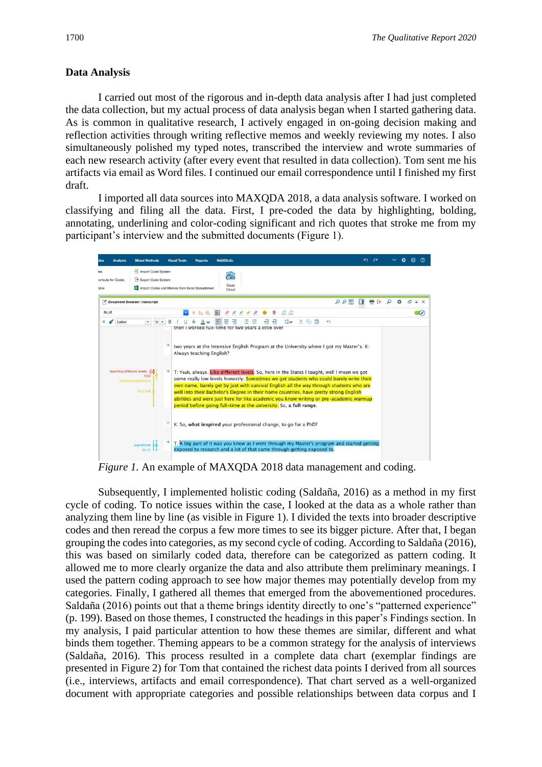## Data Analysis

I carried out most of the rigorous and in-depth data analysis after I had just completed the data collection, but my actual process of data analysis began when I started gathering data. As is common in qualitative research, I actively engaged in on-going decision making and reflection activities through writing reflective memos and weekly reviewing my notes. I also simultaneously polished my typed notes, transcribed the interview and wrote summaries of each new research activity (after every event that resulted in data collection). Tom sent me his artifacts via email as Word files. I continued our email correspondence until I finished my first draft.

I imported all data sources into MAXQDA 2018, a data analysis software. I worked on classifying and filing all the data. First, I pre-coded the data by highlighting, bolding, annotating, underlining and color-coding significant and rich quotes that stroke me from my participant's interview and the submitted documents (Figure 1).

*Figure 1.* An example of MAXQDA 2018 data management and coding.

Subsequently, I implemented holistic coding (Saldaña, 2016) as a method in my first cycle of coding. To notice issues within the case, I looked at the data as a whole rather than analyzing them line by line (as visible in Figure 1). I divided the texts into broader descriptive codes and then reread the corpus a few more times to see its bigger picture. After that, I began grouping the codes into categories, as my second cycle of coding. According to Saldaña (2016), this was based on similarly coded data, therefore can be categorized as pattern coding. It allowed me to more clearly organize the data and also attribute them preliminary meanings. I used the pattern coding approach to see how major themes may potentially develop from my categories. Finally, I gathered all themes that emerged from the abovementioned procedures. Saldaña (2016) points out that a theme brings identity directly to one's "patterned experience" (p. 199). Based on those themes, I constructed the headings in this paper's Findings section. In my analysis, I paid particular attention to how these themes are similar, different and what binds them together. Theming appears to be a common strategy for the analysis of interviews (Saldaña, 2016). This process resulted in a complete data chart (exemplar findings are presented in Figure 2) for Tom that contained the richest data points I derived from all sources (i.e., interviews, artifacts and email correspondence). That chart served as a well-organized document with appropriate categories and possible relationships between data corpus and I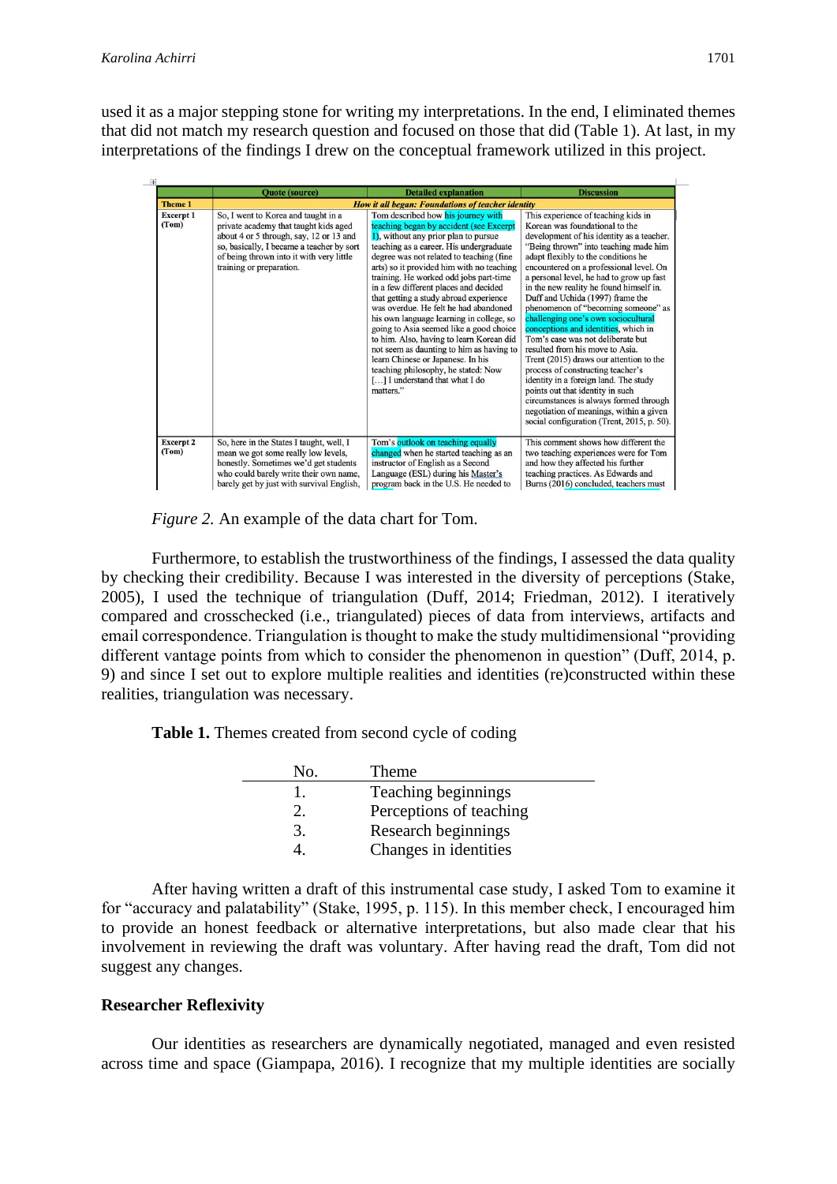used it as a major stepping stone for writing my interpretations. In the end, I eliminated themes that did not match my research question and focused on those that did (Table 1). At last, in my interpretations of the findings I drew on the conceptual framework utilized in this project.

| | Quote (source) | Detailed explanation | Discussion |
|---|---|---|---|
| **Theme 1** | ***How it all began: Foundations of teacher identity*** | | |
| **Excerpt 1 (Tom)** | So, I went to Korea and taught in a private academy that taught kids aged about 4 or 5 through, say, 12 or 13 and so, basically, I became a teacher by sort of being thrown into it with very little training or preparation. | Tom described how his journey with teaching began by accident (see Excerpt 1), without any prior plan to pursue teaching as a career. His undergraduate degree was not related to teaching (fine arts) so it provided him with no teaching training. He worked odd jobs part-time in a few different places and decided that getting a study abroad experience was overdue. He felt he had abandoned his own language learning in college, so going to Asia seemed like a good choice to him. Also, having to learn Korean did not seem as daunting to him as having to learn Chinese or Japanese. In his teaching philosophy, he stated: Now […] I understand that what I do matters." | This experience of teaching kids in Korean was foundational to the development of his identity as a teacher. "Being thrown" into teaching made him adapt flexibly to the conditions he encountered on a professional level. On a personal level, he had to grow up fast in the new reality he found himself in. Duff and Uchida (1997) frame the phenomenon of "becoming someone" as challenging one's own sociocultural conceptions and identities, which in Tom's case was not deliberate but resulted from his move to Asia. Trent (2015) draws our attention to the process of constructing teacher's identity in a foreign land. The study points out that identity in such circumstances is always formed through negotiation of meanings, within a given social configuration (Trent, 2015, p. 50). |
| **Excerpt 2 (Tom)** | So, here in the States I taught, well, I mean we got some really low levels, honestly. Sometimes we'd get students who could barely write their own name, barely get by just with survival English, | Tom's outlook on teaching equally changed when he started teaching as an instructor of English as a Second Language (ESL) during his Master's program back in the U.S. He needed to | This comment shows how different the two teaching experiences were for Tom and how they affected his further teaching practices. As Edwards and Burns (2016) concluded, teachers must |

*Figure 2.* An example of the data chart for Tom.

Furthermore, to establish the trustworthiness of the findings, I assessed the data quality by checking their credibility. Because I was interested in the diversity of perceptions (Stake, 2005), I used the technique of triangulation (Duff, 2014; Friedman, 2012). I iteratively compared and crosschecked (i.e., triangulated) pieces of data from interviews, artifacts and email correspondence. Triangulation is thought to make the study multidimensional "providing different vantage points from which to consider the phenomenon in question" (Duff, 2014, p. 9) and since I set out to explore multiple realities and identities (re)constructed within these realities, triangulation was necessary.

**Table 1.** Themes created from second cycle of coding

| No. | Theme |
|---|---|
| 1. | Teaching beginnings |
| 2. | Perceptions of teaching |
| 3. | Research beginnings |
| 4. | Changes in identities |

After having written a draft of this instrumental case study, I asked Tom to examine it for "accuracy and palatability" (Stake, 1995, p. 115). In this member check, I encouraged him to provide an honest feedback or alternative interpretations, but also made clear that his involvement in reviewing the draft was voluntary. After having read the draft, Tom did not suggest any changes.

## Researcher Reflexivity

Our identities as researchers are dynamically negotiated, managed and even resisted across time and space (Giampapa, 2016). I recognize that my multiple identities are socially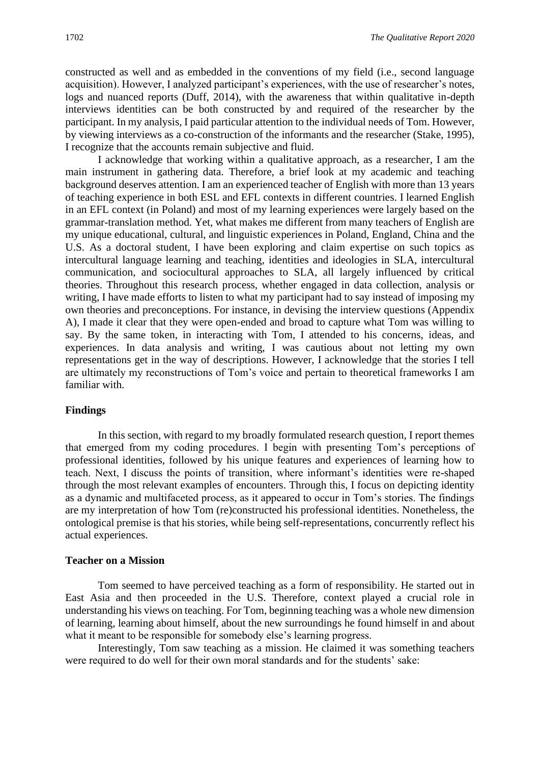constructed as well and as embedded in the conventions of my field (i.e., second language acquisition). However, I analyzed participant's experiences, with the use of researcher's notes, logs and nuanced reports (Duff, 2014), with the awareness that within qualitative in-depth interviews identities can be both constructed by and required of the researcher by the participant. In my analysis, I paid particular attention to the individual needs of Tom. However, by viewing interviews as a co-construction of the informants and the researcher (Stake, 1995), I recognize that the accounts remain subjective and fluid.

I acknowledge that working within a qualitative approach, as a researcher, I am the main instrument in gathering data. Therefore, a brief look at my academic and teaching background deserves attention. I am an experienced teacher of English with more than 13 years of teaching experience in both ESL and EFL contexts in different countries. I learned English in an EFL context (in Poland) and most of my learning experiences were largely based on the grammar-translation method. Yet, what makes me different from many teachers of English are my unique educational, cultural, and linguistic experiences in Poland, England, China and the U.S. As a doctoral student, I have been exploring and claim expertise on such topics as intercultural language learning and teaching, identities and ideologies in SLA, intercultural communication, and sociocultural approaches to SLA, all largely influenced by critical theories. Throughout this research process, whether engaged in data collection, analysis or writing, I have made efforts to listen to what my participant had to say instead of imposing my own theories and preconceptions. For instance, in devising the interview questions (Appendix A), I made it clear that they were open-ended and broad to capture what Tom was willing to say. By the same token, in interacting with Tom, I attended to his concerns, ideas, and experiences. In data analysis and writing, I was cautious about not letting my own representations get in the way of descriptions. However, I acknowledge that the stories I tell are ultimately my reconstructions of Tom's voice and pertain to theoretical frameworks I am familiar with.

## Findings

In this section, with regard to my broadly formulated research question, I report themes that emerged from my coding procedures. I begin with presenting Tom's perceptions of professional identities, followed by his unique features and experiences of learning how to teach. Next, I discuss the points of transition, where informant's identities were re-shaped through the most relevant examples of encounters. Through this, I focus on depicting identity as a dynamic and multifaceted process, as it appeared to occur in Tom's stories. The findings are my interpretation of how Tom (re)constructed his professional identities. Nonetheless, the ontological premise is that his stories, while being self-representations, concurrently reflect his actual experiences.

### Teacher on a Mission

Tom seemed to have perceived teaching as a form of responsibility. He started out in East Asia and then proceeded in the U.S. Therefore, context played a crucial role in understanding his views on teaching. For Tom, beginning teaching was a whole new dimension of learning, learning about himself, about the new surroundings he found himself in and about what it meant to be responsible for somebody else's learning progress.

Interestingly, Tom saw teaching as a mission. He claimed it was something teachers were required to do well for their own moral standards and for the students' sake: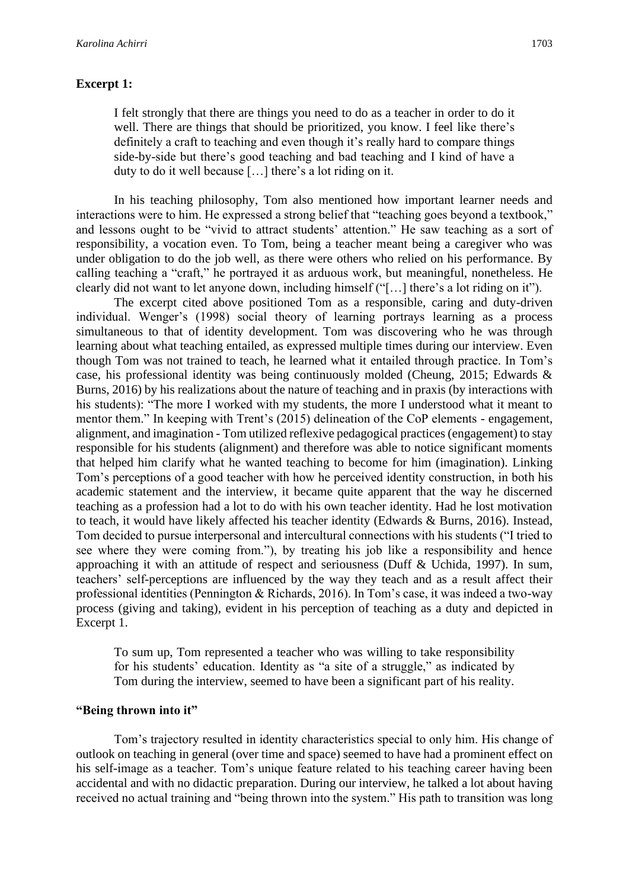**Excerpt 1:**

> I felt strongly that there are things you need to do as a teacher in order to do it well. There are things that should be prioritized, you know. I feel like there's definitely a craft to teaching and even though it's really hard to compare things side-by-side but there's good teaching and bad teaching and I kind of have a duty to do it well because […] there's a lot riding on it.

In his teaching philosophy, Tom also mentioned how important learner needs and interactions were to him. He expressed a strong belief that "teaching goes beyond a textbook," and lessons ought to be "vivid to attract students' attention." He saw teaching as a sort of responsibility, a vocation even. To Tom, being a teacher meant being a caregiver who was under obligation to do the job well, as there were others who relied on his performance. By calling teaching a "craft," he portrayed it as arduous work, but meaningful, nonetheless. He clearly did not want to let anyone down, including himself ("[…] there's a lot riding on it").

The excerpt cited above positioned Tom as a responsible, caring and duty-driven individual. Wenger's (1998) social theory of learning portrays learning as a process simultaneous to that of identity development. Tom was discovering who he was through learning about what teaching entailed, as expressed multiple times during our interview. Even though Tom was not trained to teach, he learned what it entailed through practice. In Tom's case, his professional identity was being continuously molded (Cheung, 2015; Edwards & Burns, 2016) by his realizations about the nature of teaching and in praxis (by interactions with his students): "The more I worked with my students, the more I understood what it meant to mentor them." In keeping with Trent's (2015) delineation of the CoP elements - engagement, alignment, and imagination - Tom utilized reflexive pedagogical practices (engagement) to stay responsible for his students (alignment) and therefore was able to notice significant moments that helped him clarify what he wanted teaching to become for him (imagination). Linking Tom's perceptions of a good teacher with how he perceived identity construction, in both his academic statement and the interview, it became quite apparent that the way he discerned teaching as a profession had a lot to do with his own teacher identity. Had he lost motivation to teach, it would have likely affected his teacher identity (Edwards & Burns, 2016). Instead, Tom decided to pursue interpersonal and intercultural connections with his students ("I tried to see where they were coming from."), by treating his job like a responsibility and hence approaching it with an attitude of respect and seriousness (Duff & Uchida, 1997). In sum, teachers' self-perceptions are influenced by the way they teach and as a result affect their professional identities (Pennington & Richards, 2016). In Tom's case, it was indeed a two-way process (giving and taking), evident in his perception of teaching as a duty and depicted in Excerpt 1.

> To sum up, Tom represented a teacher who was willing to take responsibility for his students' education. Identity as "a site of a struggle," as indicated by Tom during the interview, seemed to have been a significant part of his reality.

**"Being thrown into it"**

Tom's trajectory resulted in identity characteristics special to only him. His change of outlook on teaching in general (over time and space) seemed to have had a prominent effect on his self-image as a teacher. Tom's unique feature related to his teaching career having been accidental and with no didactic preparation. During our interview, he talked a lot about having received no actual training and "being thrown into the system." His path to transition was long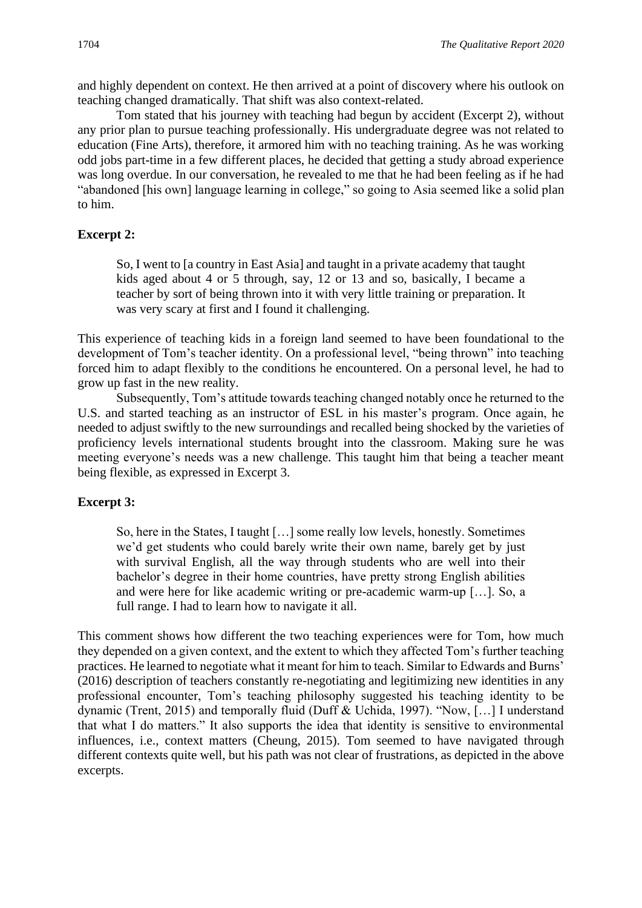and highly dependent on context. He then arrived at a point of discovery where his outlook on teaching changed dramatically. That shift was also context-related.

Tom stated that his journey with teaching had begun by accident (Excerpt 2), without any prior plan to pursue teaching professionally. His undergraduate degree was not related to education (Fine Arts), therefore, it armored him with no teaching training. As he was working odd jobs part-time in a few different places, he decided that getting a study abroad experience was long overdue. In our conversation, he revealed to me that he had been feeling as if he had "abandoned [his own] language learning in college," so going to Asia seemed like a solid plan to him.

**Excerpt 2:**

> So, I went to [a country in East Asia] and taught in a private academy that taught kids aged about 4 or 5 through, say, 12 or 13 and so, basically, I became a teacher by sort of being thrown into it with very little training or preparation. It was very scary at first and I found it challenging.

This experience of teaching kids in a foreign land seemed to have been foundational to the development of Tom's teacher identity. On a professional level, "being thrown" into teaching forced him to adapt flexibly to the conditions he encountered. On a personal level, he had to grow up fast in the new reality.

Subsequently, Tom's attitude towards teaching changed notably once he returned to the U.S. and started teaching as an instructor of ESL in his master's program. Once again, he needed to adjust swiftly to the new surroundings and recalled being shocked by the varieties of proficiency levels international students brought into the classroom. Making sure he was meeting everyone's needs was a new challenge. This taught him that being a teacher meant being flexible, as expressed in Excerpt 3.

**Excerpt 3:**

> So, here in the States, I taught […] some really low levels, honestly. Sometimes we'd get students who could barely write their own name, barely get by just with survival English, all the way through students who are well into their bachelor's degree in their home countries, have pretty strong English abilities and were here for like academic writing or pre-academic warm-up […]. So, a full range. I had to learn how to navigate it all.

This comment shows how different the two teaching experiences were for Tom, how much they depended on a given context, and the extent to which they affected Tom's further teaching practices. He learned to negotiate what it meant for him to teach. Similar to Edwards and Burns' (2016) description of teachers constantly re-negotiating and legitimizing new identities in any professional encounter, Tom's teaching philosophy suggested his teaching identity to be dynamic (Trent, 2015) and temporally fluid (Duff & Uchida, 1997). "Now, […] I understand that what I do matters." It also supports the idea that identity is sensitive to environmental influences, i.e., context matters (Cheung, 2015). Tom seemed to have navigated through different contexts quite well, but his path was not clear of frustrations, as depicted in the above excerpts.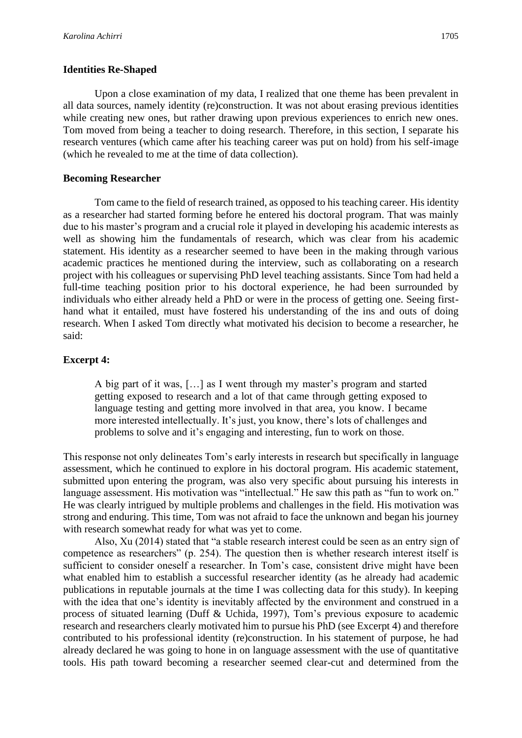### Identities Re-Shaped

Upon a close examination of my data, I realized that one theme has been prevalent in all data sources, namely identity (re)construction. It was not about erasing previous identities while creating new ones, but rather drawing upon previous experiences to enrich new ones. Tom moved from being a teacher to doing research. Therefore, in this section, I separate his research ventures (which came after his teaching career was put on hold) from his self-image (which he revealed to me at the time of data collection).

### Becoming Researcher

Tom came to the field of research trained, as opposed to his teaching career. His identity as a researcher had started forming before he entered his doctoral program. That was mainly due to his master's program and a crucial role it played in developing his academic interests as well as showing him the fundamentals of research, which was clear from his academic statement. His identity as a researcher seemed to have been in the making through various academic practices he mentioned during the interview, such as collaborating on a research project with his colleagues or supervising PhD level teaching assistants. Since Tom had held a full-time teaching position prior to his doctoral experience, he had been surrounded by individuals who either already held a PhD or were in the process of getting one. Seeing first-hand what it entailed, must have fostered his understanding of the ins and outs of doing research. When I asked Tom directly what motivated his decision to become a researcher, he said:

**Excerpt 4:**

> A big part of it was, […] as I went through my master's program and started getting exposed to research and a lot of that came through getting exposed to language testing and getting more involved in that area, you know. I became more interested intellectually. It's just, you know, there's lots of challenges and problems to solve and it's engaging and interesting, fun to work on those.

This response not only delineates Tom's early interests in research but specifically in language assessment, which he continued to explore in his doctoral program. His academic statement, submitted upon entering the program, was also very specific about pursuing his interests in language assessment. His motivation was "intellectual." He saw this path as "fun to work on." He was clearly intrigued by multiple problems and challenges in the field. His motivation was strong and enduring. This time, Tom was not afraid to face the unknown and began his journey with research somewhat ready for what was yet to come.

Also, Xu (2014) stated that "a stable research interest could be seen as an entry sign of competence as researchers" (p. 254). The question then is whether research interest itself is sufficient to consider oneself a researcher. In Tom's case, consistent drive might have been what enabled him to establish a successful researcher identity (as he already had academic publications in reputable journals at the time I was collecting data for this study). In keeping with the idea that one's identity is inevitably affected by the environment and construed in a process of situated learning (Duff & Uchida, 1997), Tom's previous exposure to academic research and researchers clearly motivated him to pursue his PhD (see Excerpt 4) and therefore contributed to his professional identity (re)construction. In his statement of purpose, he had already declared he was going to hone in on language assessment with the use of quantitative tools. His path toward becoming a researcher seemed clear-cut and determined from the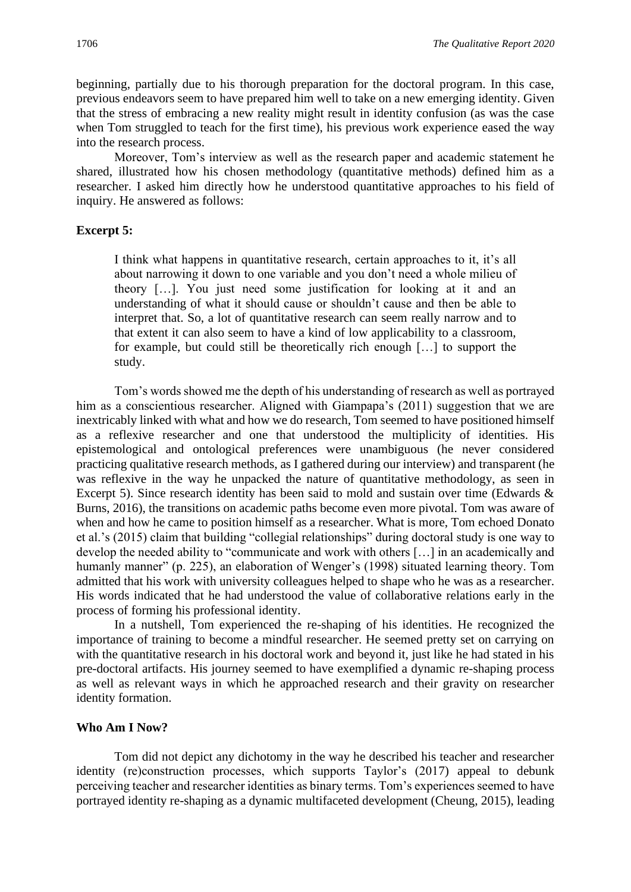beginning, partially due to his thorough preparation for the doctoral program. In this case, previous endeavors seem to have prepared him well to take on a new emerging identity. Given that the stress of embracing a new reality might result in identity confusion (as was the case when Tom struggled to teach for the first time), his previous work experience eased the way into the research process.

Moreover, Tom's interview as well as the research paper and academic statement he shared, illustrated how his chosen methodology (quantitative methods) defined him as a researcher. I asked him directly how he understood quantitative approaches to his field of inquiry. He answered as follows:

**Excerpt 5:**

> I think what happens in quantitative research, certain approaches to it, it's all about narrowing it down to one variable and you don't need a whole milieu of theory […]. You just need some justification for looking at it and an understanding of what it should cause or shouldn't cause and then be able to interpret that. So, a lot of quantitative research can seem really narrow and to that extent it can also seem to have a kind of low applicability to a classroom, for example, but could still be theoretically rich enough […] to support the study.

Tom's words showed me the depth of his understanding of research as well as portrayed him as a conscientious researcher. Aligned with Giampapa's (2011) suggestion that we are inextricably linked with what and how we do research, Tom seemed to have positioned himself as a reflexive researcher and one that understood the multiplicity of identities. His epistemological and ontological preferences were unambiguous (he never considered practicing qualitative research methods, as I gathered during our interview) and transparent (he was reflexive in the way he unpacked the nature of quantitative methodology, as seen in Excerpt 5). Since research identity has been said to mold and sustain over time (Edwards & Burns, 2016), the transitions on academic paths become even more pivotal. Tom was aware of when and how he came to position himself as a researcher. What is more, Tom echoed Donato et al.'s (2015) claim that building "collegial relationships" during doctoral study is one way to develop the needed ability to "communicate and work with others […] in an academically and humanly manner" (p. 225), an elaboration of Wenger's (1998) situated learning theory. Tom admitted that his work with university colleagues helped to shape who he was as a researcher. His words indicated that he had understood the value of collaborative relations early in the process of forming his professional identity.

In a nutshell, Tom experienced the re-shaping of his identities. He recognized the importance of training to become a mindful researcher. He seemed pretty set on carrying on with the quantitative research in his doctoral work and beyond it, just like he had stated in his pre-doctoral artifacts. His journey seemed to have exemplified a dynamic re-shaping process as well as relevant ways in which he approached research and their gravity on researcher identity formation.

**Who Am I Now?**

Tom did not depict any dichotomy in the way he described his teacher and researcher identity (re)construction processes, which supports Taylor's (2017) appeal to debunk perceiving teacher and researcher identities as binary terms. Tom's experiences seemed to have portrayed identity re-shaping as a dynamic multifaceted development (Cheung, 2015), leading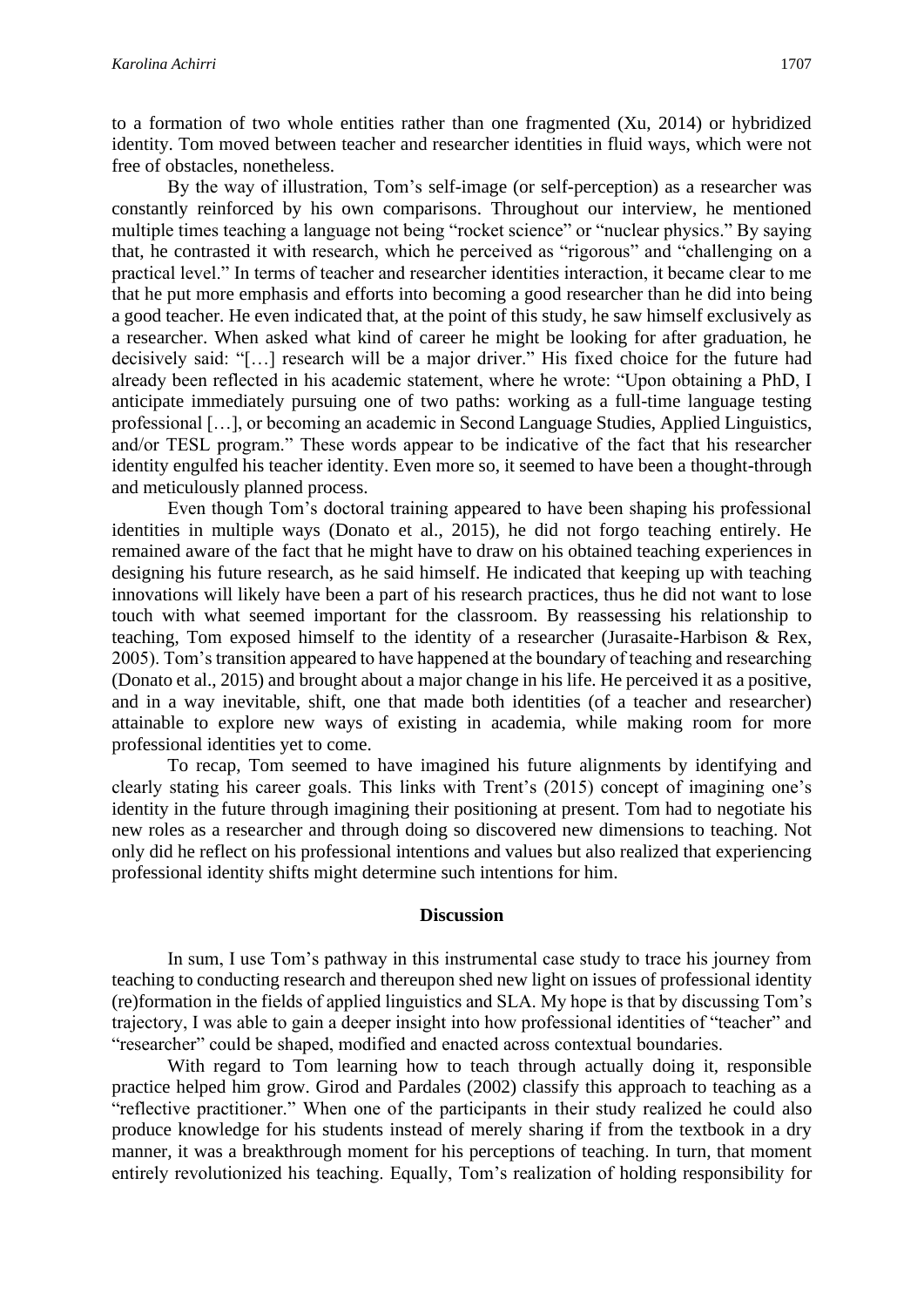to a formation of two whole entities rather than one fragmented (Xu, 2014) or hybridized identity. Tom moved between teacher and researcher identities in fluid ways, which were not free of obstacles, nonetheless.

By the way of illustration, Tom's self-image (or self-perception) as a researcher was constantly reinforced by his own comparisons. Throughout our interview, he mentioned multiple times teaching a language not being "rocket science" or "nuclear physics." By saying that, he contrasted it with research, which he perceived as "rigorous" and "challenging on a practical level." In terms of teacher and researcher identities interaction, it became clear to me that he put more emphasis and efforts into becoming a good researcher than he did into being a good teacher. He even indicated that, at the point of this study, he saw himself exclusively as a researcher. When asked what kind of career he might be looking for after graduation, he decisively said: "[…] research will be a major driver." His fixed choice for the future had already been reflected in his academic statement, where he wrote: "Upon obtaining a PhD, I anticipate immediately pursuing one of two paths: working as a full-time language testing professional […], or becoming an academic in Second Language Studies, Applied Linguistics, and/or TESL program." These words appear to be indicative of the fact that his researcher identity engulfed his teacher identity. Even more so, it seemed to have been a thought-through and meticulously planned process.

Even though Tom's doctoral training appeared to have been shaping his professional identities in multiple ways (Donato et al., 2015), he did not forgo teaching entirely. He remained aware of the fact that he might have to draw on his obtained teaching experiences in designing his future research, as he said himself. He indicated that keeping up with teaching innovations will likely have been a part of his research practices, thus he did not want to lose touch with what seemed important for the classroom. By reassessing his relationship to teaching, Tom exposed himself to the identity of a researcher (Jurasaite-Harbison & Rex, 2005). Tom's transition appeared to have happened at the boundary of teaching and researching (Donato et al., 2015) and brought about a major change in his life. He perceived it as a positive, and in a way inevitable, shift, one that made both identities (of a teacher and researcher) attainable to explore new ways of existing in academia, while making room for more professional identities yet to come.

To recap, Tom seemed to have imagined his future alignments by identifying and clearly stating his career goals. This links with Trent's (2015) concept of imagining one's identity in the future through imagining their positioning at present. Tom had to negotiate his new roles as a researcher and through doing so discovered new dimensions to teaching. Not only did he reflect on his professional intentions and values but also realized that experiencing professional identity shifts might determine such intentions for him.

## Discussion

In sum, I use Tom's pathway in this instrumental case study to trace his journey from teaching to conducting research and thereupon shed new light on issues of professional identity (re)formation in the fields of applied linguistics and SLA. My hope is that by discussing Tom's trajectory, I was able to gain a deeper insight into how professional identities of "teacher" and "researcher" could be shaped, modified and enacted across contextual boundaries.

With regard to Tom learning how to teach through actually doing it, responsible practice helped him grow. Girod and Pardales (2002) classify this approach to teaching as a "reflective practitioner." When one of the participants in their study realized he could also produce knowledge for his students instead of merely sharing if from the textbook in a dry manner, it was a breakthrough moment for his perceptions of teaching. In turn, that moment entirely revolutionized his teaching. Equally, Tom's realization of holding responsibility for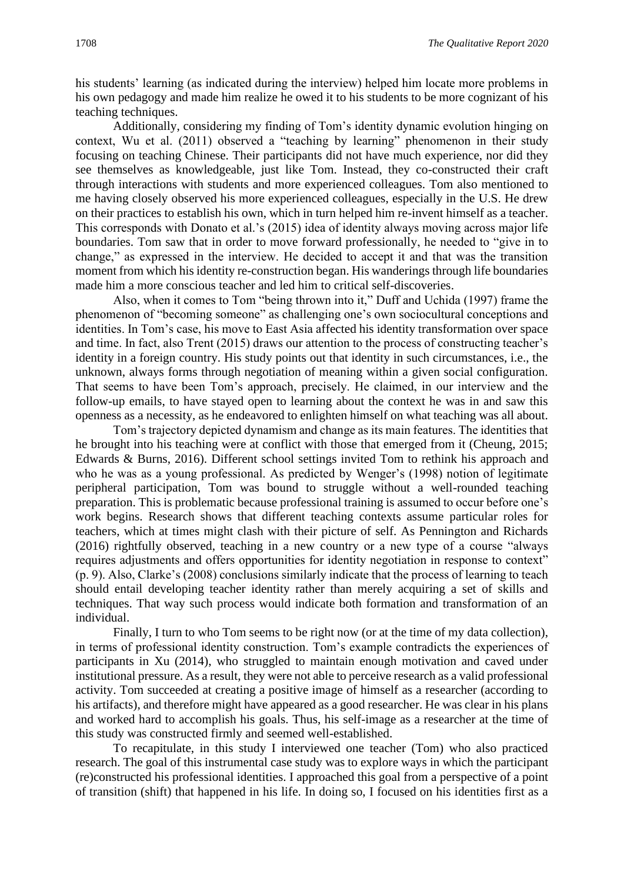his students' learning (as indicated during the interview) helped him locate more problems in his own pedagogy and made him realize he owed it to his students to be more cognizant of his teaching techniques.

Additionally, considering my finding of Tom's identity dynamic evolution hinging on context, Wu et al. (2011) observed a "teaching by learning" phenomenon in their study focusing on teaching Chinese. Their participants did not have much experience, nor did they see themselves as knowledgeable, just like Tom. Instead, they co-constructed their craft through interactions with students and more experienced colleagues. Tom also mentioned to me having closely observed his more experienced colleagues, especially in the U.S. He drew on their practices to establish his own, which in turn helped him re-invent himself as a teacher. This corresponds with Donato et al.'s (2015) idea of identity always moving across major life boundaries. Tom saw that in order to move forward professionally, he needed to "give in to change," as expressed in the interview. He decided to accept it and that was the transition moment from which his identity re-construction began. His wanderings through life boundaries made him a more conscious teacher and led him to critical self-discoveries.

Also, when it comes to Tom "being thrown into it," Duff and Uchida (1997) frame the phenomenon of "becoming someone" as challenging one's own sociocultural conceptions and identities. In Tom's case, his move to East Asia affected his identity transformation over space and time. In fact, also Trent (2015) draws our attention to the process of constructing teacher's identity in a foreign country. His study points out that identity in such circumstances, i.e., the unknown, always forms through negotiation of meaning within a given social configuration. That seems to have been Tom's approach, precisely. He claimed, in our interview and the follow-up emails, to have stayed open to learning about the context he was in and saw this openness as a necessity, as he endeavored to enlighten himself on what teaching was all about.

Tom's trajectory depicted dynamism and change as its main features. The identities that he brought into his teaching were at conflict with those that emerged from it (Cheung, 2015; Edwards & Burns, 2016). Different school settings invited Tom to rethink his approach and who he was as a young professional. As predicted by Wenger's (1998) notion of legitimate peripheral participation, Tom was bound to struggle without a well-rounded teaching preparation. This is problematic because professional training is assumed to occur before one's work begins. Research shows that different teaching contexts assume particular roles for teachers, which at times might clash with their picture of self. As Pennington and Richards (2016) rightfully observed, teaching in a new country or a new type of a course "always requires adjustments and offers opportunities for identity negotiation in response to context" (p. 9). Also, Clarke's (2008) conclusions similarly indicate that the process of learning to teach should entail developing teacher identity rather than merely acquiring a set of skills and techniques. That way such process would indicate both formation and transformation of an individual.

Finally, I turn to who Tom seems to be right now (or at the time of my data collection), in terms of professional identity construction. Tom's example contradicts the experiences of participants in Xu (2014), who struggled to maintain enough motivation and caved under institutional pressure. As a result, they were not able to perceive research as a valid professional activity. Tom succeeded at creating a positive image of himself as a researcher (according to his artifacts), and therefore might have appeared as a good researcher. He was clear in his plans and worked hard to accomplish his goals. Thus, his self-image as a researcher at the time of this study was constructed firmly and seemed well-established.

To recapitulate, in this study I interviewed one teacher (Tom) who also practiced research. The goal of this instrumental case study was to explore ways in which the participant (re)constructed his professional identities. I approached this goal from a perspective of a point of transition (shift) that happened in his life. In doing so, I focused on his identities first as a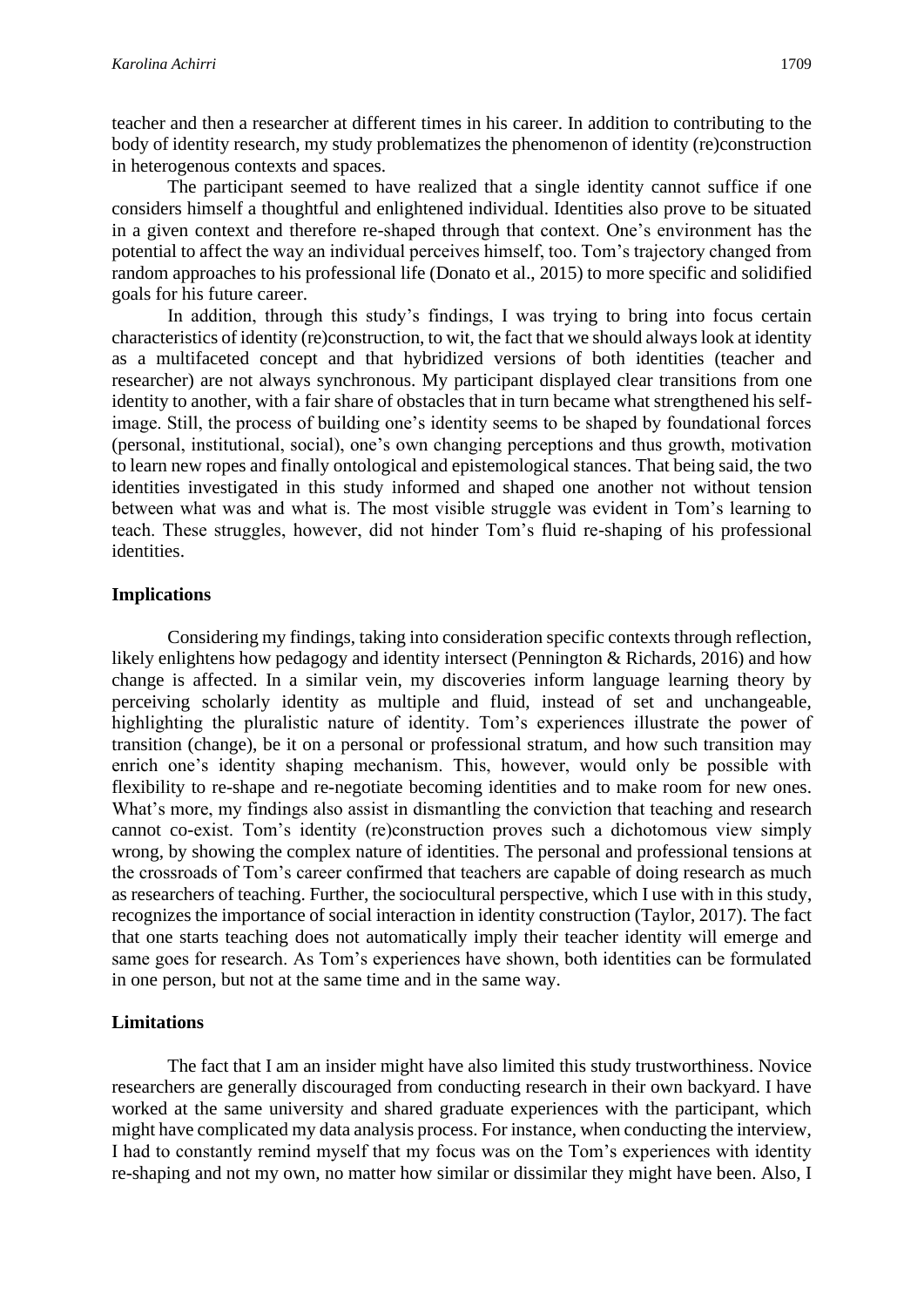teacher and then a researcher at different times in his career. In addition to contributing to the body of identity research, my study problematizes the phenomenon of identity (re)construction in heterogenous contexts and spaces.

The participant seemed to have realized that a single identity cannot suffice if one considers himself a thoughtful and enlightened individual. Identities also prove to be situated in a given context and therefore re-shaped through that context. One's environment has the potential to affect the way an individual perceives himself, too. Tom's trajectory changed from random approaches to his professional life (Donato et al., 2015) to more specific and solidified goals for his future career.

In addition, through this study's findings, I was trying to bring into focus certain characteristics of identity (re)construction, to wit, the fact that we should always look at identity as a multifaceted concept and that hybridized versions of both identities (teacher and researcher) are not always synchronous. My participant displayed clear transitions from one identity to another, with a fair share of obstacles that in turn became what strengthened his self-image. Still, the process of building one's identity seems to be shaped by foundational forces (personal, institutional, social), one's own changing perceptions and thus growth, motivation to learn new ropes and finally ontological and epistemological stances. That being said, the two identities investigated in this study informed and shaped one another not without tension between what was and what is. The most visible struggle was evident in Tom's learning to teach. These struggles, however, did not hinder Tom's fluid re-shaping of his professional identities.

## Implications

Considering my findings, taking into consideration specific contexts through reflection, likely enlightens how pedagogy and identity intersect (Pennington & Richards, 2016) and how change is affected. In a similar vein, my discoveries inform language learning theory by perceiving scholarly identity as multiple and fluid, instead of set and unchangeable, highlighting the pluralistic nature of identity. Tom's experiences illustrate the power of transition (change), be it on a personal or professional stratum, and how such transition may enrich one's identity shaping mechanism. This, however, would only be possible with flexibility to re-shape and re-negotiate becoming identities and to make room for new ones. What's more, my findings also assist in dismantling the conviction that teaching and research cannot co-exist. Tom's identity (re)construction proves such a dichotomous view simply wrong, by showing the complex nature of identities. The personal and professional tensions at the crossroads of Tom's career confirmed that teachers are capable of doing research as much as researchers of teaching. Further, the sociocultural perspective, which I use with in this study, recognizes the importance of social interaction in identity construction (Taylor, 2017). The fact that one starts teaching does not automatically imply their teacher identity will emerge and same goes for research. As Tom's experiences have shown, both identities can be formulated in one person, but not at the same time and in the same way.

## Limitations

The fact that I am an insider might have also limited this study trustworthiness. Novice researchers are generally discouraged from conducting research in their own backyard. I have worked at the same university and shared graduate experiences with the participant, which might have complicated my data analysis process. For instance, when conducting the interview, I had to constantly remind myself that my focus was on the Tom's experiences with identity re-shaping and not my own, no matter how similar or dissimilar they might have been. Also, I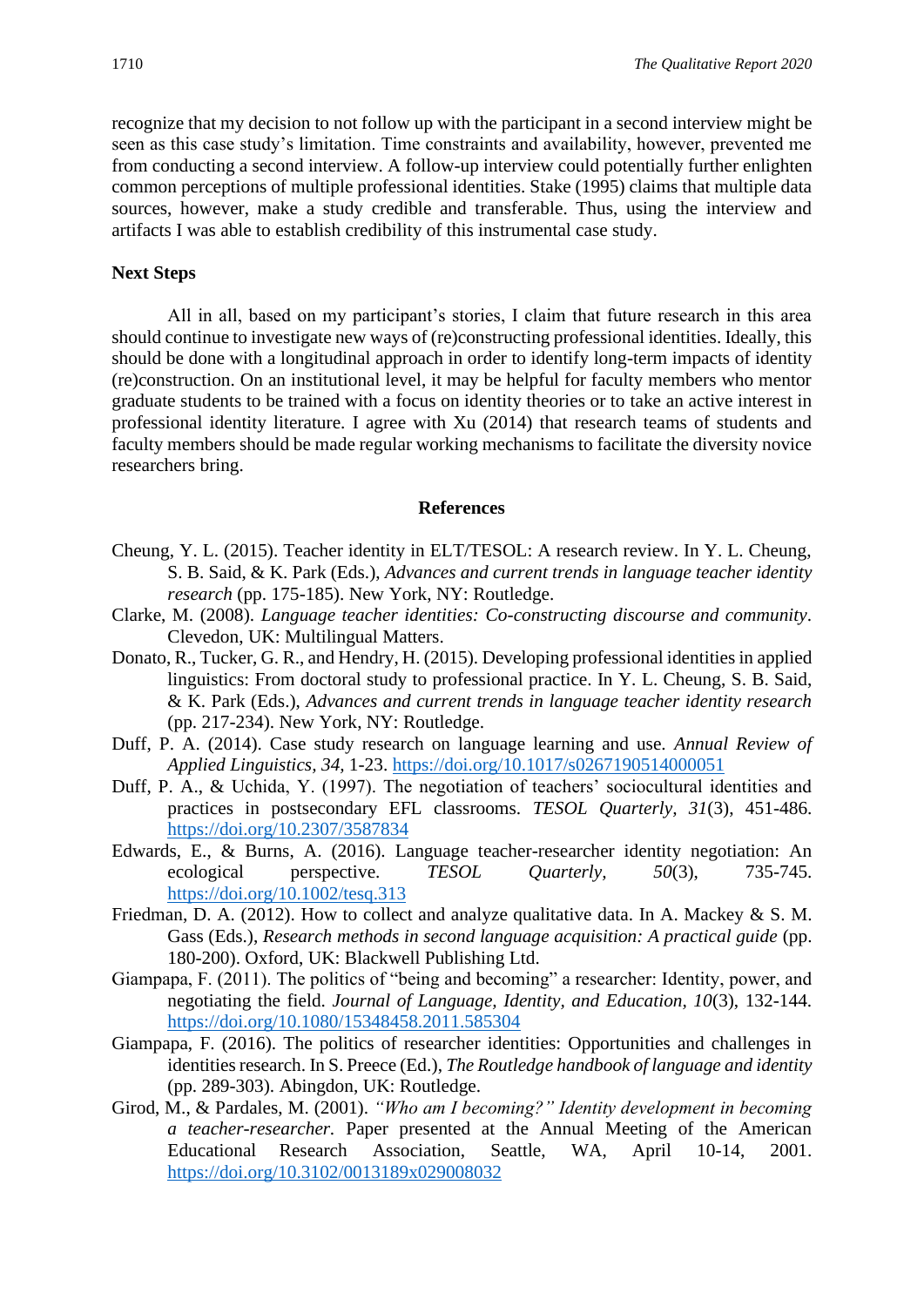recognize that my decision to not follow up with the participant in a second interview might be seen as this case study's limitation. Time constraints and availability, however, prevented me from conducting a second interview. A follow-up interview could potentially further enlighten common perceptions of multiple professional identities. Stake (1995) claims that multiple data sources, however, make a study credible and transferable. Thus, using the interview and artifacts I was able to establish credibility of this instrumental case study.

**Next Steps**

All in all, based on my participant's stories, I claim that future research in this area should continue to investigate new ways of (re)constructing professional identities. Ideally, this should be done with a longitudinal approach in order to identify long-term impacts of identity (re)construction. On an institutional level, it may be helpful for faculty members who mentor graduate students to be trained with a focus on identity theories or to take an active interest in professional identity literature. I agree with Xu (2014) that research teams of students and faculty members should be made regular working mechanisms to facilitate the diversity novice researchers bring.

## References

Cheung, Y. L. (2015). Teacher identity in ELT/TESOL: A research review. In Y. L. Cheung, S. B. Said, & K. Park (Eds.), *Advances and current trends in language teacher identity research* (pp. 175-185). New York, NY: Routledge.

Clarke, M. (2008). *Language teacher identities: Co-constructing discourse and community*. Clevedon, UK: Multilingual Matters.

Donato, R., Tucker, G. R., and Hendry, H. (2015). Developing professional identities in applied linguistics: From doctoral study to professional practice. In Y. L. Cheung, S. B. Said, & K. Park (Eds.), *Advances and current trends in language teacher identity research* (pp. 217-234). New York, NY: Routledge.

Duff, P. A. (2014). Case study research on language learning and use. *Annual Review of Applied Linguistics, 34,* 1-23. https://doi.org/10.1017/s0267190514000051

Duff, P. A., & Uchida, Y. (1997). The negotiation of teachers' sociocultural identities and practices in postsecondary EFL classrooms. *TESOL Quarterly, 31*(3), 451-486. https://doi.org/10.2307/3587834

Edwards, E., & Burns, A. (2016). Language teacher-researcher identity negotiation: An ecological perspective. *TESOL Quarterly, 50*(3), 735-745. https://doi.org/10.1002/tesq.313

Friedman, D. A. (2012). How to collect and analyze qualitative data. In A. Mackey & S. M. Gass (Eds.), *Research methods in second language acquisition: A practical guide* (pp. 180-200). Oxford, UK: Blackwell Publishing Ltd.

Giampapa, F. (2011). The politics of "being and becoming" a researcher: Identity, power, and negotiating the field. *Journal of Language, Identity, and Education, 10*(3), 132-144. https://doi.org/10.1080/15348458.2011.585304

Giampapa, F. (2016). The politics of researcher identities: Opportunities and challenges in identities research. In S. Preece (Ed.), *The Routledge handbook of language and identity* (pp. 289-303). Abingdon, UK: Routledge.

Girod, M., & Pardales, M. (2001). *"Who am I becoming?" Identity development in becoming a teacher-researcher.* Paper presented at the Annual Meeting of the American Educational Research Association, Seattle, WA, April 10-14, 2001. https://doi.org/10.3102/0013189x029008032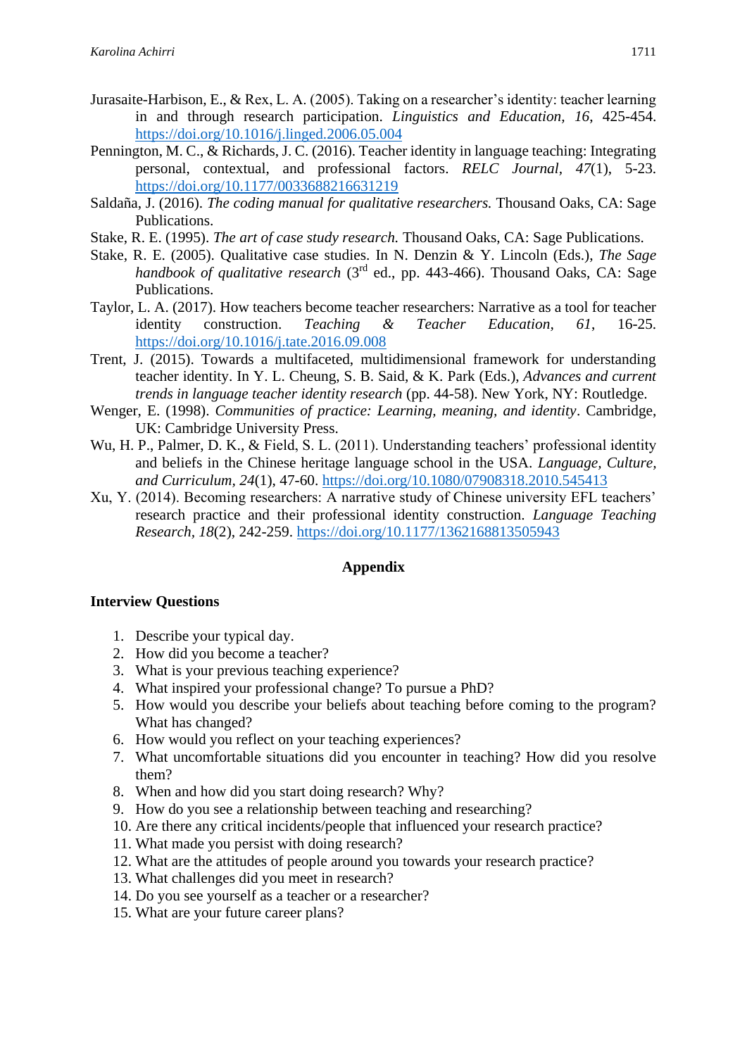Jurasaite-Harbison, E., & Rex, L. A. (2005). Taking on a researcher's identity: teacher learning in and through research participation. *Linguistics and Education, 16,* 425-454. https://doi.org/10.1016/j.linged.2006.05.004

Pennington, M. C., & Richards, J. C. (2016). Teacher identity in language teaching: Integrating personal, contextual, and professional factors. *RELC Journal, 47*(1), 5-23. https://doi.org/10.1177/0033688216631219

Saldaña, J. (2016). *The coding manual for qualitative researchers.* Thousand Oaks, CA: Sage Publications.

Stake, R. E. (1995). *The art of case study research.* Thousand Oaks, CA: Sage Publications.

Stake, R. E. (2005). Qualitative case studies. In N. Denzin & Y. Lincoln (Eds.), *The Sage handbook of qualitative research* (3rd ed., pp. 443-466). Thousand Oaks, CA: Sage Publications.

Taylor, L. A. (2017). How teachers become teacher researchers: Narrative as a tool for teacher identity construction. *Teaching & Teacher Education, 61*, 16-25. https://doi.org/10.1016/j.tate.2016.09.008

Trent, J. (2015). Towards a multifaceted, multidimensional framework for understanding teacher identity. In Y. L. Cheung, S. B. Said, & K. Park (Eds.), *Advances and current trends in language teacher identity research* (pp. 44-58). New York, NY: Routledge.

Wenger, E. (1998). *Communities of practice: Learning, meaning, and identity*. Cambridge, UK: Cambridge University Press.

Wu, H. P., Palmer, D. K., & Field, S. L. (2011). Understanding teachers' professional identity and beliefs in the Chinese heritage language school in the USA. *Language, Culture, and Curriculum*, *24*(1), 47-60. https://doi.org/10.1080/07908318.2010.545413

Xu, Y. (2014). Becoming researchers: A narrative study of Chinese university EFL teachers' research practice and their professional identity construction. *Language Teaching Research*, *18*(2), 242-259. https://doi.org/10.1177/1362168813505943

## Appendix

### Interview Questions

1. Describe your typical day.
2. How did you become a teacher?
3. What is your previous teaching experience?
4. What inspired your professional change? To pursue a PhD?
5. How would you describe your beliefs about teaching before coming to the program? What has changed?
6. How would you reflect on your teaching experiences?
7. What uncomfortable situations did you encounter in teaching? How did you resolve them?
8. When and how did you start doing research? Why?
9. How do you see a relationship between teaching and researching?
10. Are there any critical incidents/people that influenced your research practice?
11. What made you persist with doing research?
12. What are the attitudes of people around you towards your research practice?
13. What challenges did you meet in research?
14. Do you see yourself as a teacher or a researcher?
15. What are your future career plans?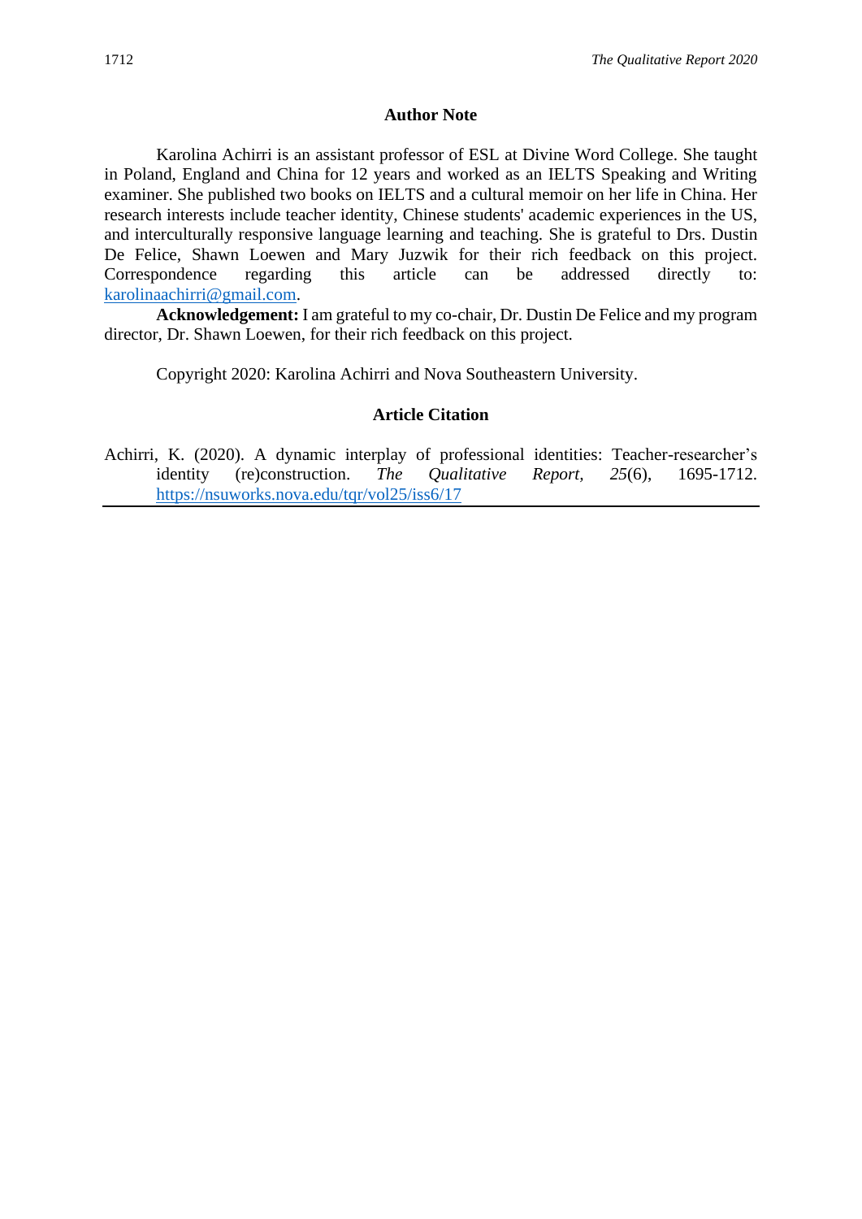## Author Note

Karolina Achirri is an assistant professor of ESL at Divine Word College. She taught in Poland, England and China for 12 years and worked as an IELTS Speaking and Writing examiner. She published two books on IELTS and a cultural memoir on her life in China. Her research interests include teacher identity, Chinese students' academic experiences in the US, and interculturally responsive language learning and teaching. She is grateful to Drs. Dustin De Felice, Shawn Loewen and Mary Juzwik for their rich feedback on this project. Correspondence regarding this article can be addressed directly to: karolinaachirri@gmail.com.

**Acknowledgement:** I am grateful to my co-chair, Dr. Dustin De Felice and my program director, Dr. Shawn Loewen, for their rich feedback on this project.

Copyright 2020: Karolina Achirri and Nova Southeastern University.

## Article Citation

Achirri, K. (2020). A dynamic interplay of professional identities: Teacher-researcher's identity (re)construction. *The Qualitative Report, 25*(6), 1695-1712. https://nsuworks.nova.edu/tqr/vol25/iss6/17